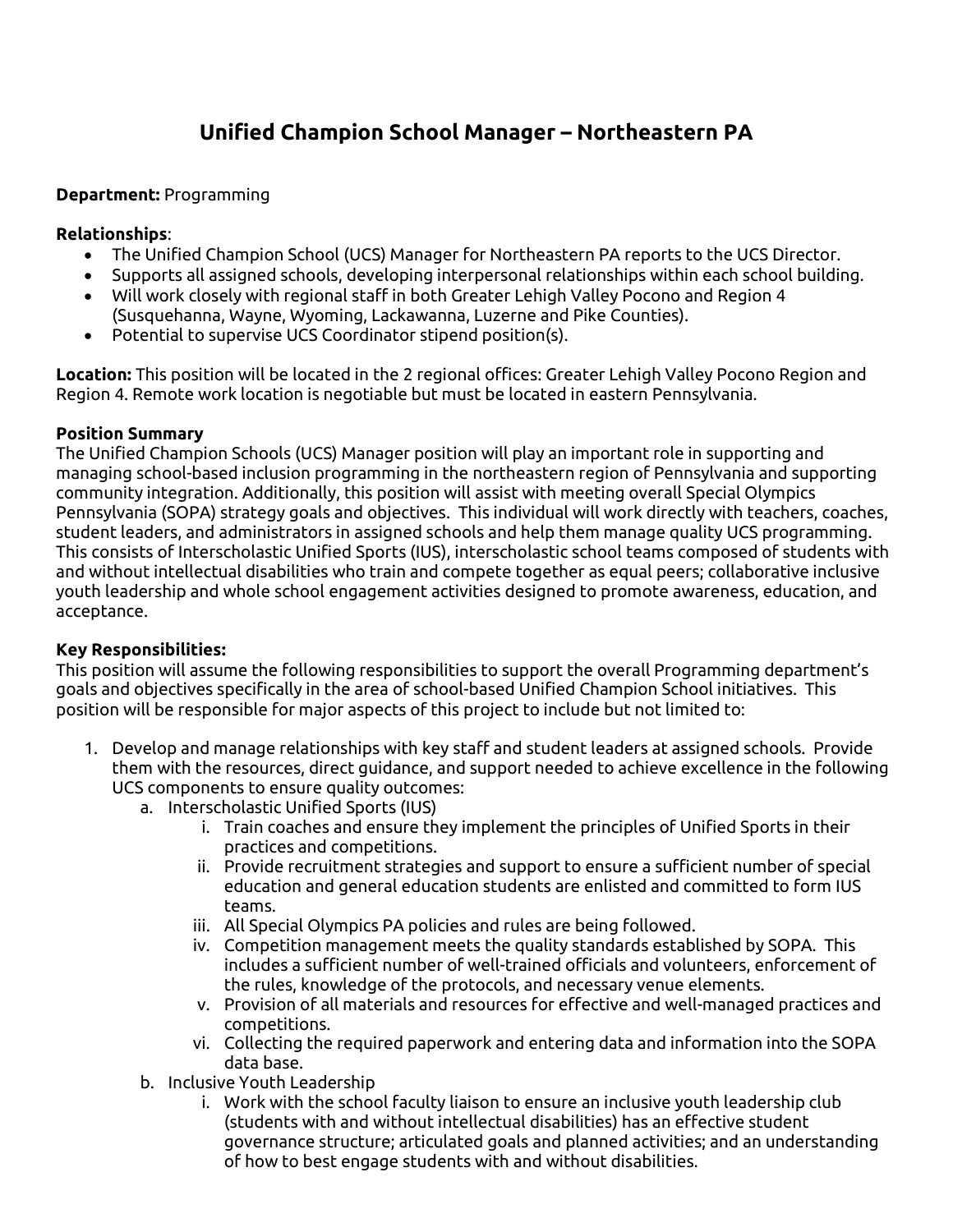# Unified Champion School Manager – Northeastern PA

**Department:** Programming

**Relationships**:

- The Unified Champion School (UCS) Manager for Northeastern PA reports to the UCS Director.
- Supports all assigned schools, developing interpersonal relationships within each school building.
- Will work closely with regional staff in both Greater Lehigh Valley Pocono and Region 4 (Susquehanna, Wayne, Wyoming, Lackawanna, Luzerne and Pike Counties).
- Potential to supervise UCS Coordinator stipend position(s).

**Location:** This position will be located in the 2 regional offices: Greater Lehigh Valley Pocono Region and Region 4. Remote work location is negotiable but must be located in eastern Pennsylvania.

**Position Summary**

The Unified Champion Schools (UCS) Manager position will play an important role in supporting and managing school-based inclusion programming in the northeastern region of Pennsylvania and supporting community integration. Additionally, this position will assist with meeting overall Special Olympics Pennsylvania (SOPA) strategy goals and objectives. This individual will work directly with teachers, coaches, student leaders, and administrators in assigned schools and help them manage quality UCS programming. This consists of Interscholastic Unified Sports (IUS), interscholastic school teams composed of students with and without intellectual disabilities who train and compete together as equal peers; collaborative inclusive youth leadership and whole school engagement activities designed to promote awareness, education, and acceptance.

**Key Responsibilities:**

This position will assume the following responsibilities to support the overall Programming department's goals and objectives specifically in the area of school-based Unified Champion School initiatives. This position will be responsible for major aspects of this project to include but not limited to:

1. Develop and manage relationships with key staff and student leaders at assigned schools. Provide them with the resources, direct guidance, and support needed to achieve excellence in the following UCS components to ensure quality outcomes:
   a. Interscholastic Unified Sports (IUS)
      i. Train coaches and ensure they implement the principles of Unified Sports in their practices and competitions.
      ii. Provide recruitment strategies and support to ensure a sufficient number of special education and general education students are enlisted and committed to form IUS teams.
      iii. All Special Olympics PA policies and rules are being followed.
      iv. Competition management meets the quality standards established by SOPA. This includes a sufficient number of well-trained officials and volunteers, enforcement of the rules, knowledge of the protocols, and necessary venue elements.
      v. Provision of all materials and resources for effective and well-managed practices and competitions.
      vi. Collecting the required paperwork and entering data and information into the SOPA data base.
   b. Inclusive Youth Leadership
      i. Work with the school faculty liaison to ensure an inclusive youth leadership club (students with and without intellectual disabilities) has an effective student governance structure; articulated goals and planned activities; and an understanding of how to best engage students with and without disabilities.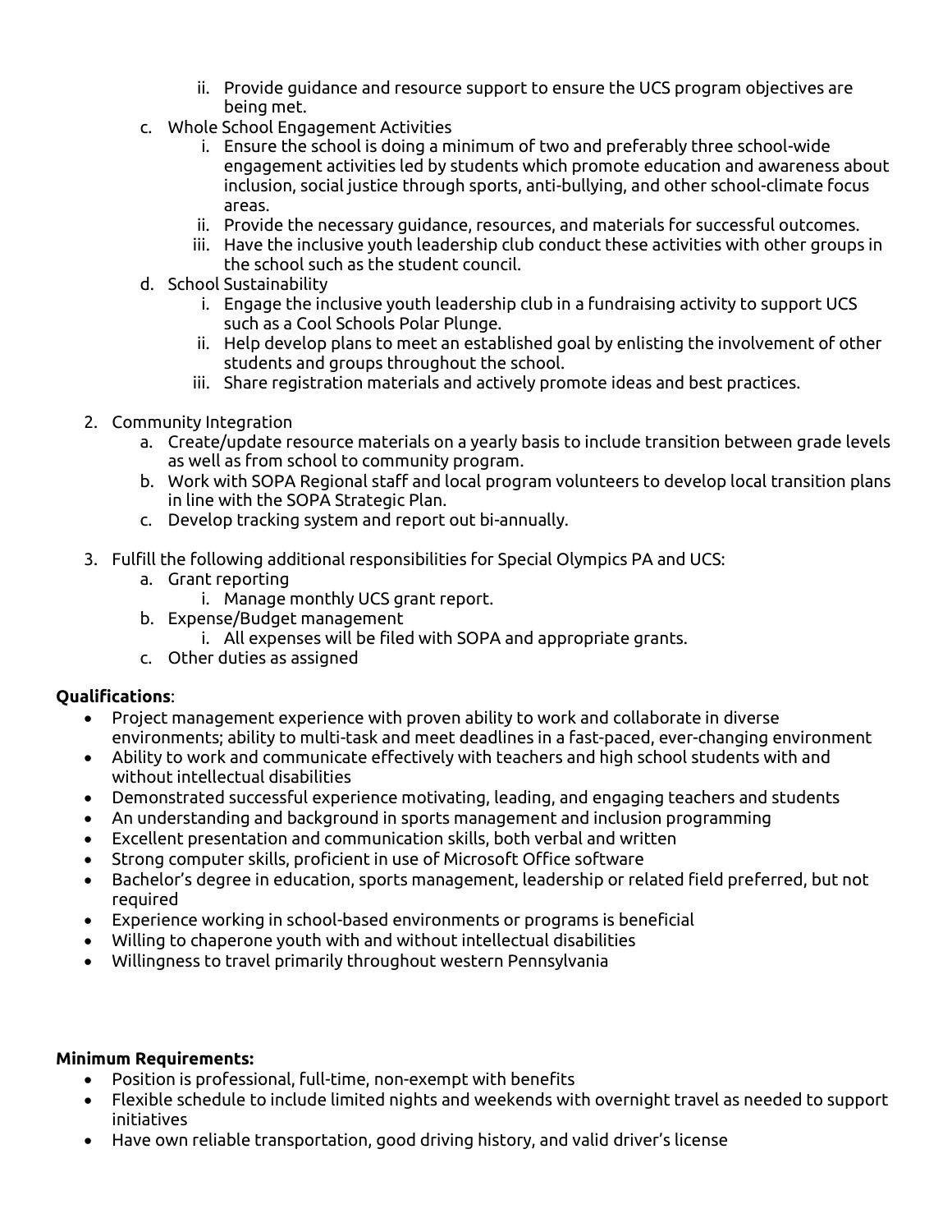- ii. Provide guidance and resource support to ensure the UCS program objectives are being met.
   - c. Whole School Engagement Activities
     - i. Ensure the school is doing a minimum of two and preferably three school-wide engagement activities led by students which promote education and awareness about inclusion, social justice through sports, anti-bullying, and other school-climate focus areas.
     - ii. Provide the necessary guidance, resources, and materials for successful outcomes.
     - iii. Have the inclusive youth leadership club conduct these activities with other groups in the school such as the student council.
   - d. School Sustainability
     - i. Engage the inclusive youth leadership club in a fundraising activity to support UCS such as a Cool Schools Polar Plunge.
     - ii. Help develop plans to meet an established goal by enlisting the involvement of other students and groups throughout the school.
     - iii. Share registration materials and actively promote ideas and best practices.

2. Community Integration
   - a. Create/update resource materials on a yearly basis to include transition between grade levels as well as from school to community program.
   - b. Work with SOPA Regional staff and local program volunteers to develop local transition plans in line with the SOPA Strategic Plan.
   - c. Develop tracking system and report out bi-annually.

3. Fulfill the following additional responsibilities for Special Olympics PA and UCS:
   - a. Grant reporting
     - i. Manage monthly UCS grant report.
   - b. Expense/Budget management
     - i. All expenses will be filed with SOPA and appropriate grants.
   - c. Other duties as assigned

**Qualifications**:

- Project management experience with proven ability to work and collaborate in diverse environments; ability to multi-task and meet deadlines in a fast-paced, ever-changing environment
- Ability to work and communicate effectively with teachers and high school students with and without intellectual disabilities
- Demonstrated successful experience motivating, leading, and engaging teachers and students
- An understanding and background in sports management and inclusion programming
- Excellent presentation and communication skills, both verbal and written
- Strong computer skills, proficient in use of Microsoft Office software
- Bachelor's degree in education, sports management, leadership or related field preferred, but not required
- Experience working in school-based environments or programs is beneficial
- Willing to chaperone youth with and without intellectual disabilities
- Willingness to travel primarily throughout western Pennsylvania

**Minimum Requirements:**

- Position is professional, full-time, non-exempt with benefits
- Flexible schedule to include limited nights and weekends with overnight travel as needed to support initiatives
- Have own reliable transportation, good driving history, and valid driver's license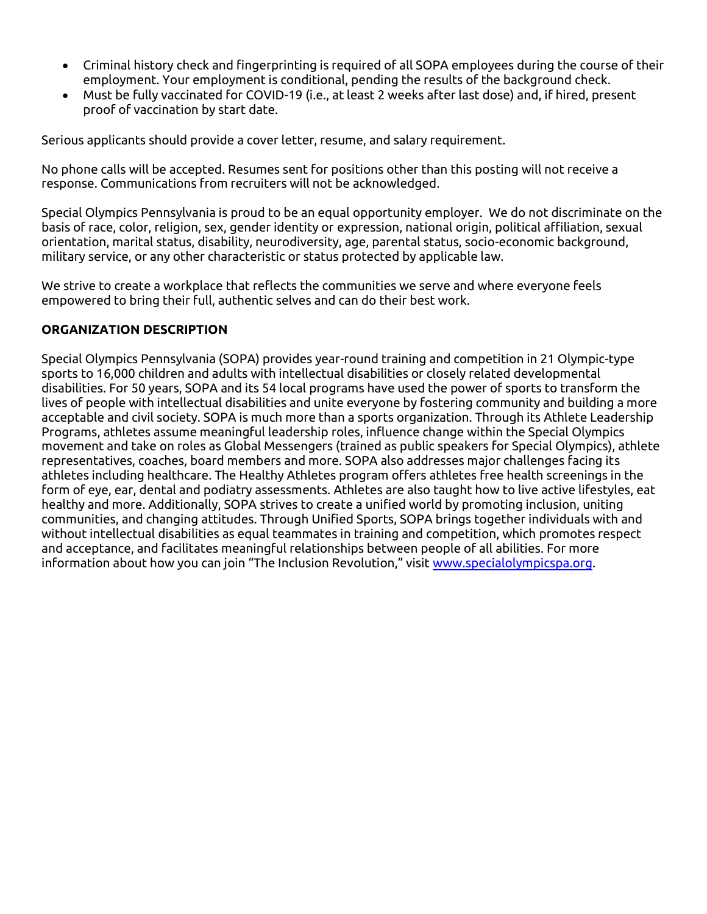- Criminal history check and fingerprinting is required of all SOPA employees during the course of their employment. Your employment is conditional, pending the results of the background check.
- Must be fully vaccinated for COVID-19 (i.e., at least 2 weeks after last dose) and, if hired, present proof of vaccination by start date.

Serious applicants should provide a cover letter, resume, and salary requirement.

No phone calls will be accepted. Resumes sent for positions other than this posting will not receive a response. Communications from recruiters will not be acknowledged.

Special Olympics Pennsylvania is proud to be an equal opportunity employer. We do not discriminate on the basis of race, color, religion, sex, gender identity or expression, national origin, political affiliation, sexual orientation, marital status, disability, neurodiversity, age, parental status, socio-economic background, military service, or any other characteristic or status protected by applicable law.

We strive to create a workplace that reflects the communities we serve and where everyone feels empowered to bring their full, authentic selves and can do their best work.

**ORGANIZATION DESCRIPTION**

Special Olympics Pennsylvania (SOPA) provides year-round training and competition in 21 Olympic-type sports to 16,000 children and adults with intellectual disabilities or closely related developmental disabilities. For 50 years, SOPA and its 54 local programs have used the power of sports to transform the lives of people with intellectual disabilities and unite everyone by fostering community and building a more acceptable and civil society. SOPA is much more than a sports organization. Through its Athlete Leadership Programs, athletes assume meaningful leadership roles, influence change within the Special Olympics movement and take on roles as Global Messengers (trained as public speakers for Special Olympics), athlete representatives, coaches, board members and more. SOPA also addresses major challenges facing its athletes including healthcare. The Healthy Athletes program offers athletes free health screenings in the form of eye, ear, dental and podiatry assessments. Athletes are also taught how to live active lifestyles, eat healthy and more. Additionally, SOPA strives to create a unified world by promoting inclusion, uniting communities, and changing attitudes. Through Unified Sports, SOPA brings together individuals with and without intellectual disabilities as equal teammates in training and competition, which promotes respect and acceptance, and facilitates meaningful relationships between people of all abilities. For more information about how you can join "The Inclusion Revolution," visit [www.specialolympicspa.org](http://www.specialolympicspa.org).